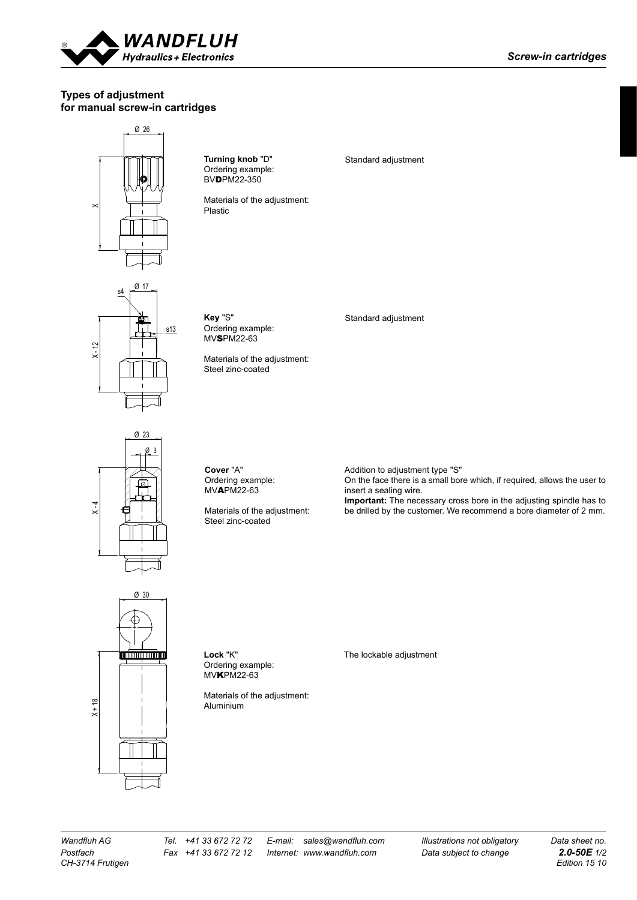## Types of adjustment for manual screw-in cartridges

**Turning knob** "D"
Ordering example:
BV**D**PM22-350

Materials of the adjustment:
Plastic

Standard adjustment

**Key** "S"
Ordering example:
MV**S**PM22-63

Materials of the adjustment:
Steel zinc-coated

Standard adjustment

**Cover** "A"
Ordering example:
MV**A**PM22-63

Materials of the adjustment:
Steel zinc-coated

Addition to adjustment type "S"
On the face there is a small bore which, if required, allows the user to insert a sealing wire.
**Important:** The necessary cross bore in the adjusting spindle has to be drilled by the customer. We recommend a bore diameter of 2 mm.

**Lock** "K"
Ordering example:
MV**K**PM22-63

Materials of the adjustment:
Aluminium

The lockable adjustment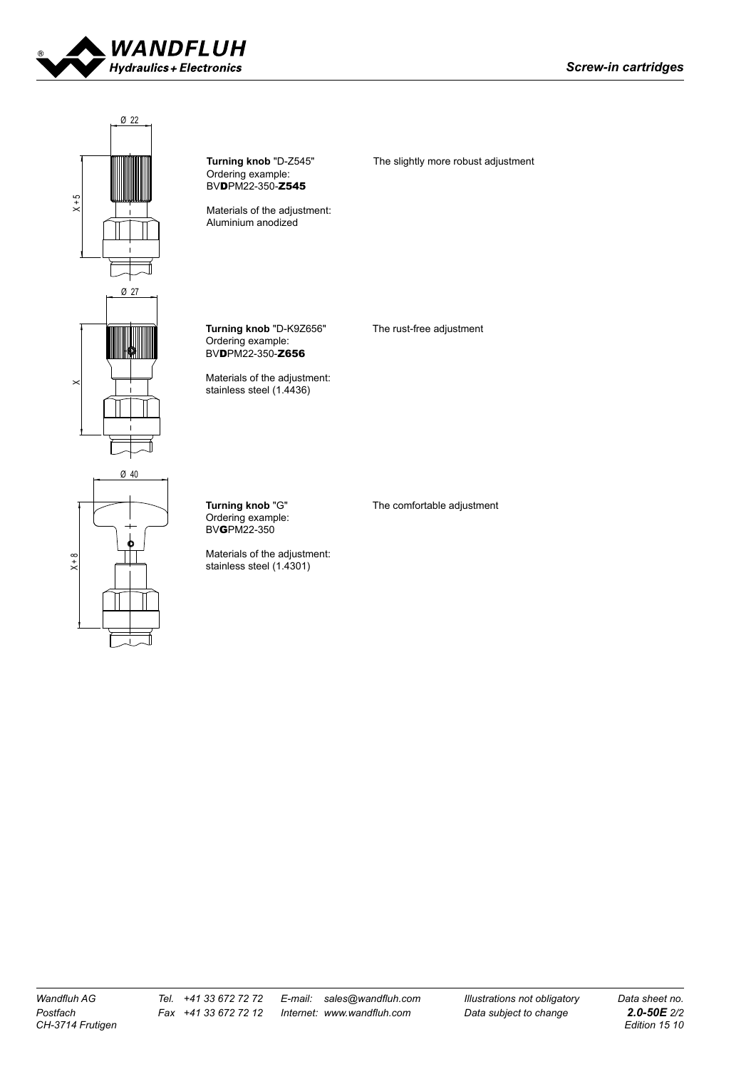Ø 22

X + 5

**Turning knob** "D-Z545"
Ordering example:
BV**D**PM22-350-**Z545**

Materials of the adjustment:
Aluminium anodized

The slightly more robust adjustment

Ø 27

X

**Turning knob** "D-K9Z656"
Ordering example:
BV**D**PM22-350-**Z656**

Materials of the adjustment:
stainless steel (1.4436)

The rust-free adjustment

Ø 40

X + 8

**Turning knob** "G"
Ordering example:
BV**G**PM22-350

Materials of the adjustment:
stainless steel (1.4301)

The comfortable adjustment